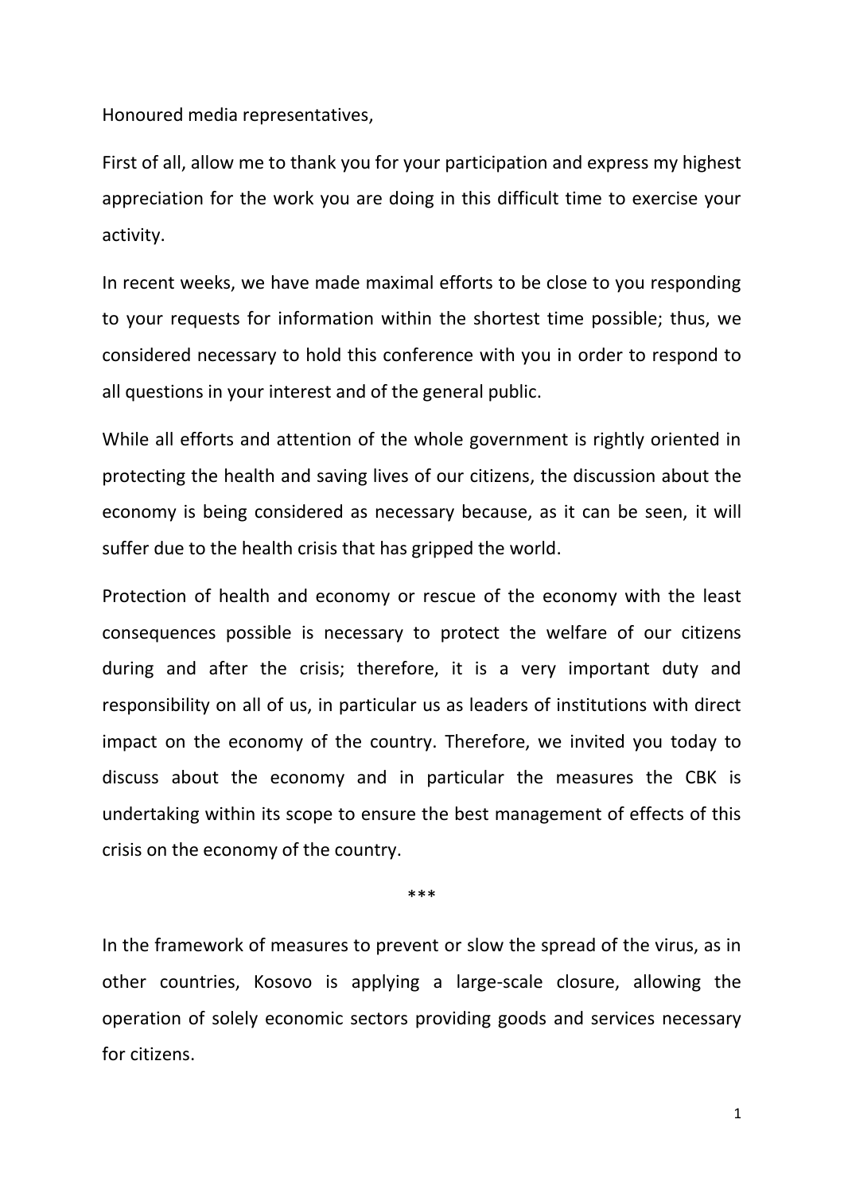Honoured media representatives,

First of all, allow me to thank you for your participation and express my highest appreciation for the work you are doing in this difficult time to exercise your activity.

In recent weeks, we have made maximal efforts to be close to you responding to your requests for information within the shortest time possible; thus, we considered necessary to hold this conference with you in order to respond to all questions in your interest and of the general public.

While all efforts and attention of the whole government is rightly oriented in protecting the health and saving lives of our citizens, the discussion about the economy is being considered as necessary because, as it can be seen, it will suffer due to the health crisis that has gripped the world.

Protection of health and economy or rescue of the economy with the least consequences possible is necessary to protect the welfare of our citizens during and after the crisis; therefore, it is a very important duty and responsibility on all of us, in particular us as leaders of institutions with direct impact on the economy of the country. Therefore, we invited you today to discuss about the economy and in particular the measures the CBK is undertaking within its scope to ensure the best management of effects of this crisis on the economy of the country.

***

In the framework of measures to prevent or slow the spread of the virus, as in other countries, Kosovo is applying a large-scale closure, allowing the operation of solely economic sectors providing goods and services necessary for citizens.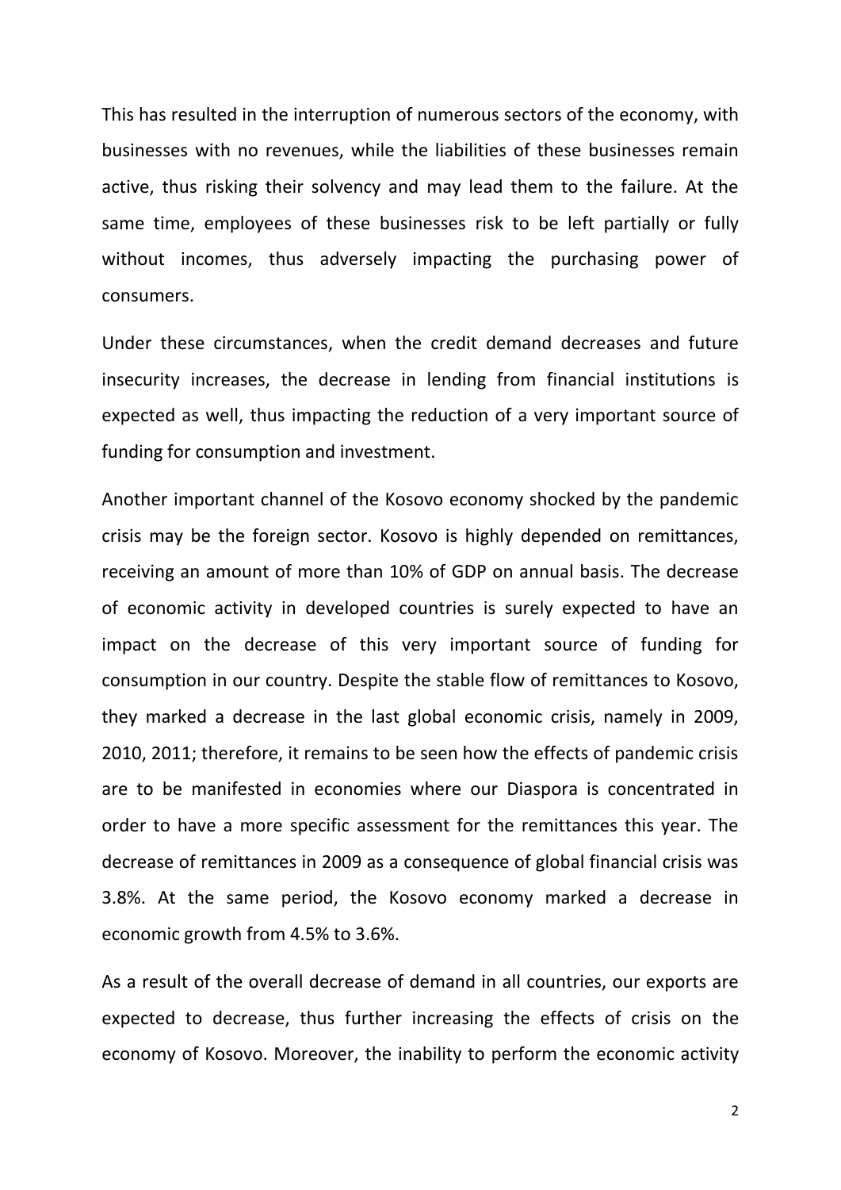This has resulted in the interruption of numerous sectors of the economy, with businesses with no revenues, while the liabilities of these businesses remain active, thus risking their solvency and may lead them to the failure. At the same time, employees of these businesses risk to be left partially or fully without incomes, thus adversely impacting the purchasing power of consumers.

Under these circumstances, when the credit demand decreases and future insecurity increases, the decrease in lending from financial institutions is expected as well, thus impacting the reduction of a very important source of funding for consumption and investment.

Another important channel of the Kosovo economy shocked by the pandemic crisis may be the foreign sector. Kosovo is highly depended on remittances, receiving an amount of more than 10% of GDP on annual basis. The decrease of economic activity in developed countries is surely expected to have an impact on the decrease of this very important source of funding for consumption in our country. Despite the stable flow of remittances to Kosovo, they marked a decrease in the last global economic crisis, namely in 2009, 2010, 2011; therefore, it remains to be seen how the effects of pandemic crisis are to be manifested in economies where our Diaspora is concentrated in order to have a more specific assessment for the remittances this year. The decrease of remittances in 2009 as a consequence of global financial crisis was 3.8%. At the same period, the Kosovo economy marked a decrease in economic growth from 4.5% to 3.6%.

As a result of the overall decrease of demand in all countries, our exports are expected to decrease, thus further increasing the effects of crisis on the economy of Kosovo. Moreover, the inability to perform the economic activity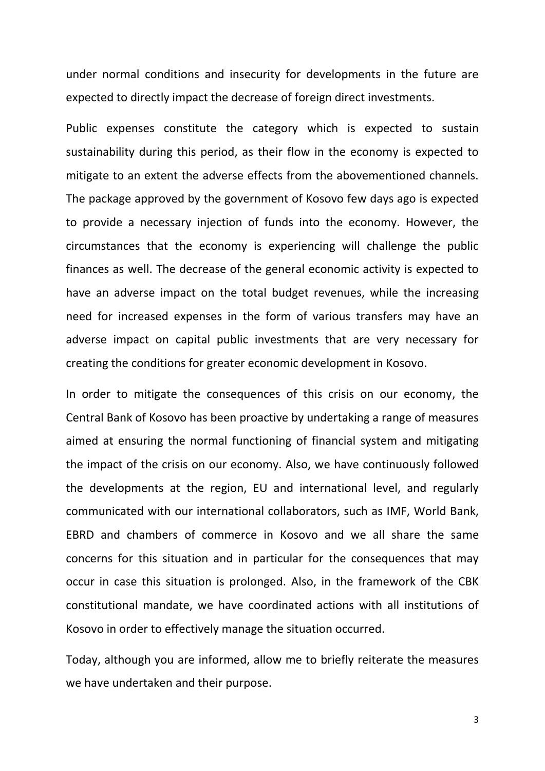under normal conditions and insecurity for developments in the future are expected to directly impact the decrease of foreign direct investments.

Public expenses constitute the category which is expected to sustain sustainability during this period, as their flow in the economy is expected to mitigate to an extent the adverse effects from the abovementioned channels. The package approved by the government of Kosovo few days ago is expected to provide a necessary injection of funds into the economy. However, the circumstances that the economy is experiencing will challenge the public finances as well. The decrease of the general economic activity is expected to have an adverse impact on the total budget revenues, while the increasing need for increased expenses in the form of various transfers may have an adverse impact on capital public investments that are very necessary for creating the conditions for greater economic development in Kosovo.

In order to mitigate the consequences of this crisis on our economy, the Central Bank of Kosovo has been proactive by undertaking a range of measures aimed at ensuring the normal functioning of financial system and mitigating the impact of the crisis on our economy. Also, we have continuously followed the developments at the region, EU and international level, and regularly communicated with our international collaborators, such as IMF, World Bank, EBRD and chambers of commerce in Kosovo and we all share the same concerns for this situation and in particular for the consequences that may occur in case this situation is prolonged. Also, in the framework of the CBK constitutional mandate, we have coordinated actions with all institutions of Kosovo in order to effectively manage the situation occurred.

Today, although you are informed, allow me to briefly reiterate the measures we have undertaken and their purpose.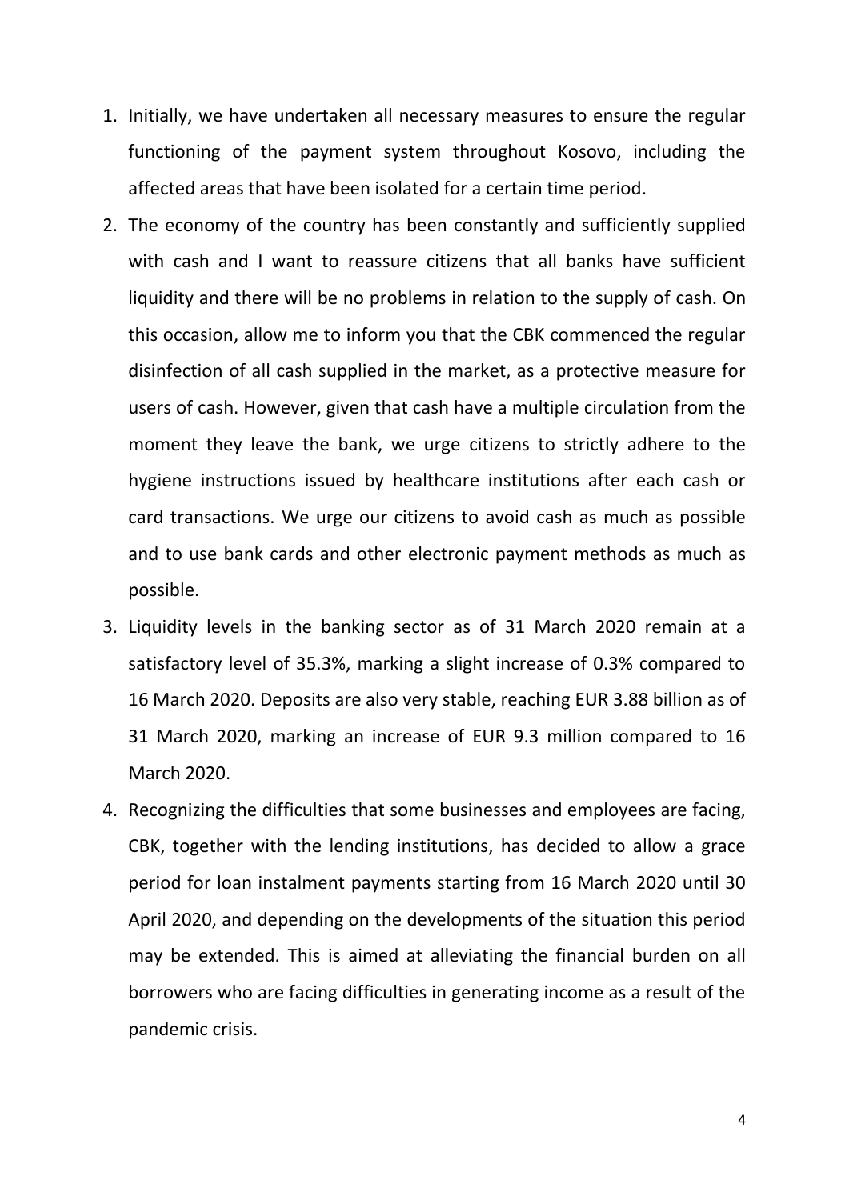1. Initially, we have undertaken all necessary measures to ensure the regular functioning of the payment system throughout Kosovo, including the affected areas that have been isolated for a certain time period.
2. The economy of the country has been constantly and sufficiently supplied with cash and I want to reassure citizens that all banks have sufficient liquidity and there will be no problems in relation to the supply of cash. On this occasion, allow me to inform you that the CBK commenced the regular disinfection of all cash supplied in the market, as a protective measure for users of cash. However, given that cash have a multiple circulation from the moment they leave the bank, we urge citizens to strictly adhere to the hygiene instructions issued by healthcare institutions after each cash or card transactions. We urge our citizens to avoid cash as much as possible and to use bank cards and other electronic payment methods as much as possible.
3. Liquidity levels in the banking sector as of 31 March 2020 remain at a satisfactory level of 35.3%, marking a slight increase of 0.3% compared to 16 March 2020. Deposits are also very stable, reaching EUR 3.88 billion as of 31 March 2020, marking an increase of EUR 9.3 million compared to 16 March 2020.
4. Recognizing the difficulties that some businesses and employees are facing, CBK, together with the lending institutions, has decided to allow a grace period for loan instalment payments starting from 16 March 2020 until 30 April 2020, and depending on the developments of the situation this period may be extended. This is aimed at alleviating the financial burden on all borrowers who are facing difficulties in generating income as a result of the pandemic crisis.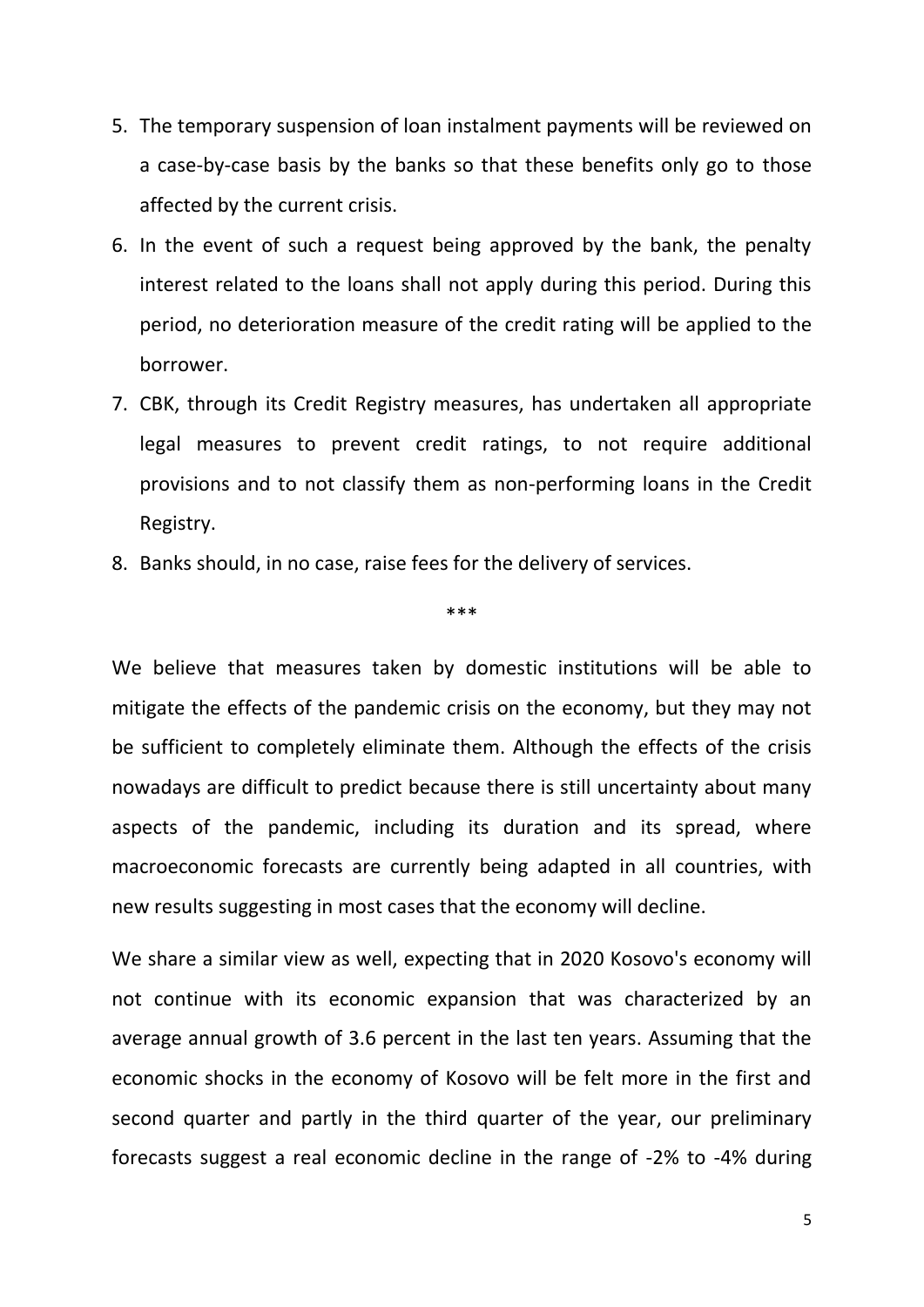5. The temporary suspension of loan instalment payments will be reviewed on a case-by-case basis by the banks so that these benefits only go to those affected by the current crisis.
6. In the event of such a request being approved by the bank, the penalty interest related to the loans shall not apply during this period. During this period, no deterioration measure of the credit rating will be applied to the borrower.
7. CBK, through its Credit Registry measures, has undertaken all appropriate legal measures to prevent credit ratings, to not require additional provisions and to not classify them as non-performing loans in the Credit Registry.
8. Banks should, in no case, raise fees for the delivery of services.

***

We believe that measures taken by domestic institutions will be able to mitigate the effects of the pandemic crisis on the economy, but they may not be sufficient to completely eliminate them. Although the effects of the crisis nowadays are difficult to predict because there is still uncertainty about many aspects of the pandemic, including its duration and its spread, where macroeconomic forecasts are currently being adapted in all countries, with new results suggesting in most cases that the economy will decline.

We share a similar view as well, expecting that in 2020 Kosovo's economy will not continue with its economic expansion that was characterized by an average annual growth of 3.6 percent in the last ten years. Assuming that the economic shocks in the economy of Kosovo will be felt more in the first and second quarter and partly in the third quarter of the year, our preliminary forecasts suggest a real economic decline in the range of -2% to -4% during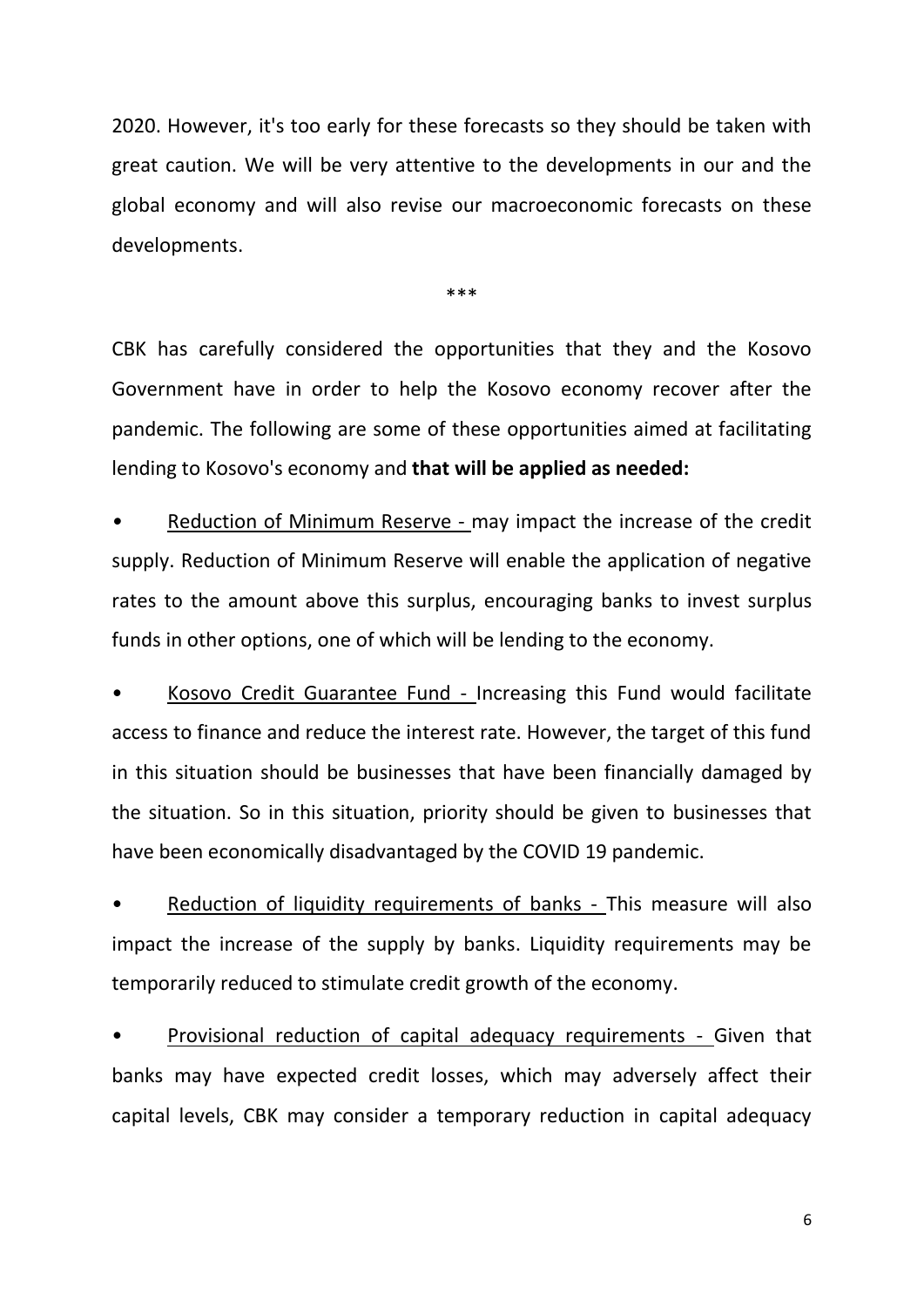2020. However, it's too early for these forecasts so they should be taken with great caution. We will be very attentive to the developments in our and the global economy and will also revise our macroeconomic forecasts on these developments.

***

CBK has carefully considered the opportunities that they and the Kosovo Government have in order to help the Kosovo economy recover after the pandemic. The following are some of these opportunities aimed at facilitating lending to Kosovo's economy and **that will be applied as needed:**

- <u>Reduction of Minimum Reserve -</u> may impact the increase of the credit supply. Reduction of Minimum Reserve will enable the application of negative rates to the amount above this surplus, encouraging banks to invest surplus funds in other options, one of which will be lending to the economy.
- <u>Kosovo Credit Guarantee Fund -</u> Increasing this Fund would facilitate access to finance and reduce the interest rate. However, the target of this fund in this situation should be businesses that have been financially damaged by the situation. So in this situation, priority should be given to businesses that have been economically disadvantaged by the COVID 19 pandemic.
- <u>Reduction of liquidity requirements of banks -</u> This measure will also impact the increase of the supply by banks. Liquidity requirements may be temporarily reduced to stimulate credit growth of the economy.
- <u>Provisional reduction of capital adequacy requirements -</u> Given that banks may have expected credit losses, which may adversely affect their capital levels, CBK may consider a temporary reduction in capital adequacy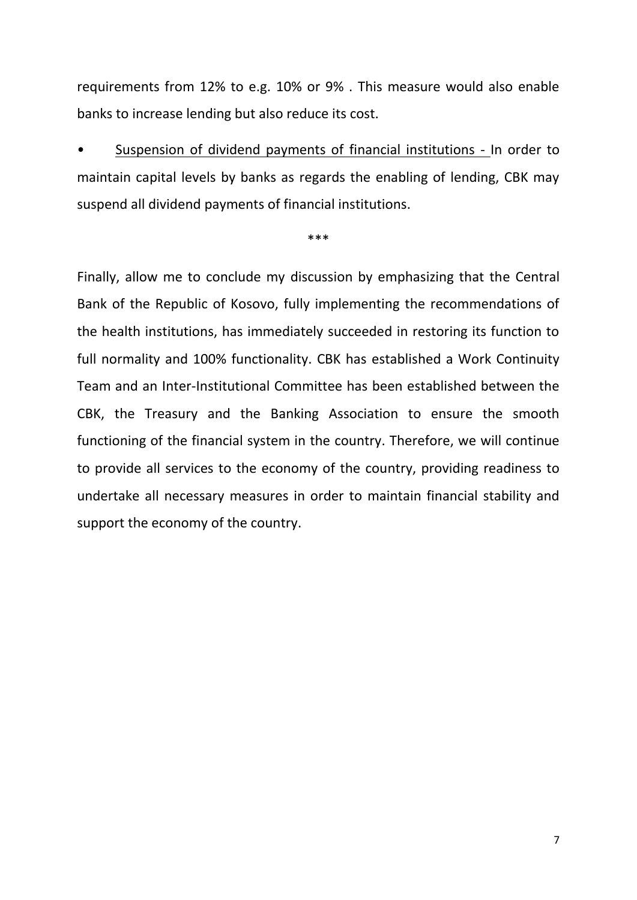requirements from 12% to e.g. 10% or 9% . This measure would also enable banks to increase lending but also reduce its cost.

- Suspension of dividend payments of financial institutions - In order to maintain capital levels by banks as regards the enabling of lending, CBK may suspend all dividend payments of financial institutions.

***

Finally, allow me to conclude my discussion by emphasizing that the Central Bank of the Republic of Kosovo, fully implementing the recommendations of the health institutions, has immediately succeeded in restoring its function to full normality and 100% functionality. CBK has established a Work Continuity Team and an Inter-Institutional Committee has been established between the CBK, the Treasury and the Banking Association to ensure the smooth functioning of the financial system in the country. Therefore, we will continue to provide all services to the economy of the country, providing readiness to undertake all necessary measures in order to maintain financial stability and support the economy of the country.